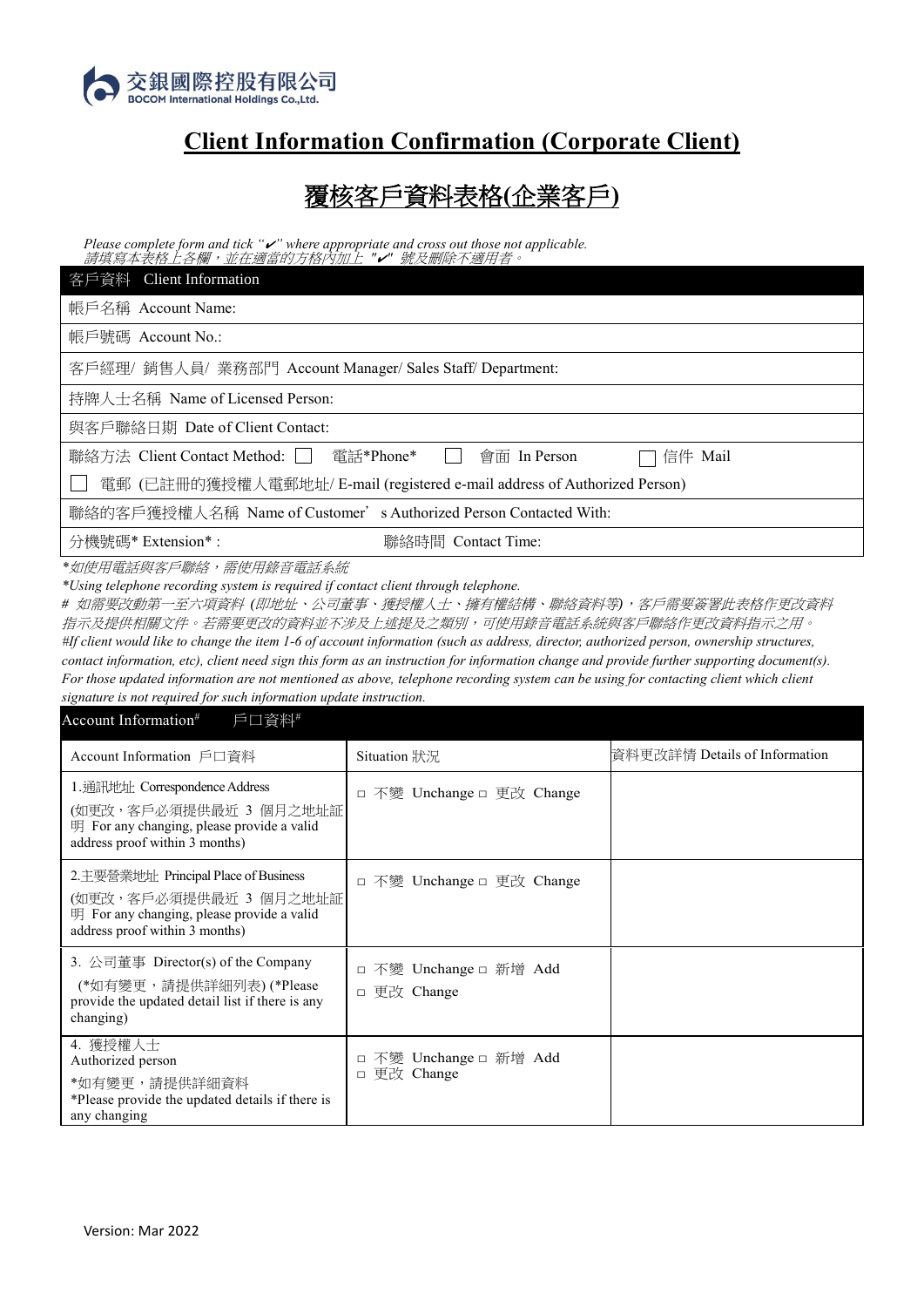交銀國際控股有限公司
BOCOM International Holdings Co.,Ltd.

# Client Information Confirmation (Corporate Client)

# 覆核客戶資料表格(企業客戶)

*Please complete form and tick "✔" where appropriate and cross out those not applicable.*
*請填寫本表格上各欄，並在適當的方格內加上 "✔" 號及刪除不適用者。*

| 客戶資料 Client Information | |
|---|---|
| 帳戶名稱 Account Name: | |
| 帳戶號碼 Account No.: | |
| 客戶經理/ 銷售人員/ 業務部門 Account Manager/ Sales Staff/ Department: | |
| 持牌人士名稱 Name of Licensed Person: | |
| 與客戶聯絡日期 Date of Client Contact: | |
| 聯絡方法 Client Contact Method: ☐ 電話*Phone* ☐ 會面 In Person ☐ 信件 Mail | |
| ☐ 電郵 (已註冊的獲授權人電郵地址/ E-mail (registered e-mail address of Authorized Person) | |
| 聯絡的客戶獲授權人名稱 Name of Customer's Authorized Person Contacted With: | |
| 分機號碼* Extension* : | 聯絡時間 Contact Time: |

*\*如使用電話與客戶聯絡，需使用錄音電話系統*
*\*Using telephone recording system is required if contact client through telephone.*
*# 如需要改動第一至六項資料 (即地址、公司董事、獲授權人士、擁有權結構、聯絡資料等)，客戶需要簽署此表格作更改資料指示及提供相關文件。若需要更改的資料並不涉及上述提及之類別，可使用錄音電話系統與客戶聯絡作更改資料指示之用。*
*#If client would like to change the item 1-6 of account information (such as address, director, authorized person, ownership structures, contact information, etc), client need sign this form as an instruction for information change and provide further supporting document(s). For those updated information are not mentioned as above, telephone recording system can be using for contacting client which client signature is not required for such information update instruction.*

**Account Information# 戶口資料#**

| Account Information 戶口資料 | Situation 狀況 | 資料更改詳情 Details of Information |
|---|---|---|
| 1.通訊地址 Correspondence Address (如更改，客戶必須提供最近 3 個月之地址証明 For any changing, please provide a valid address proof within 3 months) | □ 不變 Unchange □ 更改 Change | |
| 2.主要營業地址 Principal Place of Business (如更改，客戶必須提供最近 3 個月之地址証明 For any changing, please provide a valid address proof within 3 months) | □ 不變 Unchange □ 更改 Change | |
| 3. 公司董事 Director(s) of the Company (*如有變更，請提供詳細列表) (*Please provide the updated detail list if there is any changing) | □ 不變 Unchange □ 新增 Add □ 更改 Change | |
| 4. 獲授權人士 Authorized person *如有變更，請提供詳細資料 *Please provide the updated details if there is any changing | □ 不變 Unchange □ 新增 Add □ 更改 Change | |

Version: Mar 2022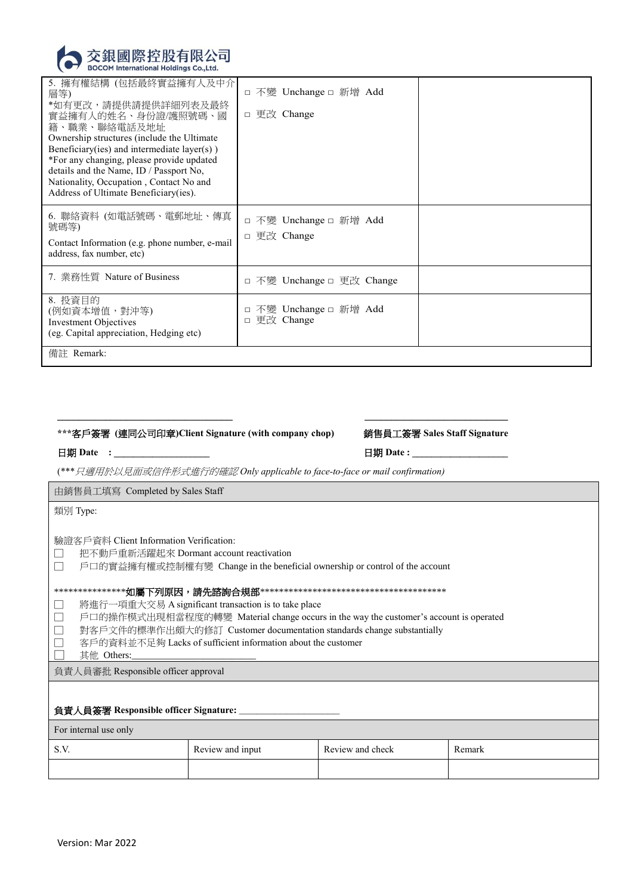交銀國際控股有限公司
BOCOM International Holdings Co.,Ltd.

| | | |
|---|---|---|
| 5. 擁有權結構 (包括最終實益擁有人及中介層等)<br>*如有更改，請提供請提供詳細列表及最終實益擁有人的姓名、身份證/護照號碼、國籍、職業、聯絡電話及地址<br>Ownership structures (include the Ultimate Beneficiary(ies) and intermediate layer(s) )<br>*For any changing, please provide updated details and the Name, ID / Passport No, Nationality, Occupation , Contact No and Address of Ultimate Beneficiary(ies). | □ 不變 Unchange □ 新增 Add<br>□ 更改 Change | |
| 6. 聯絡資料 (如電話號碼、電郵地址、傳真號碼等)<br>Contact Information (e.g. phone number, e-mail address, fax number, etc) | □ 不變 Unchange □ 新增 Add<br>□ 更改 Change | |
| 7. 業務性質 Nature of Business | □ 不變 Unchange □ 更改 Change | |
| 8. 投資目的<br>(例如資本增值，對沖等)<br>Investment Objectives<br>(eg. Capital appreciation, Hedging etc) | □ 不變 Unchange □ 新增 Add<br>□ 更改 Change | |
| 備註 Remark: | | |

**\*\*\*客戶簽署 (連同公司印章)Client Signature (with company chop)**

**日期 Date : ____________________**

**銷售員工簽署 Sales Staff Signature**

**日期 Date : ____________________**

(*\*\*\*只適用於以見面或信件形式進行的確認 Only applicable to face-to-face or mail confirmation)*

由銷售員工填寫 Completed by Sales Staff

類別 Type:

驗證客戶資料 Client Information Verification:

☐ 把不動戶重新活躍起來 Dormant account reactivation
☐ 戶口的實益擁有權或控制權有變 Change in the beneficial ownership or control of the account

\*\*\*\*\*\*\*\*\*\*\*\*\*\*\***如屬下列原因，請先諮詢合規部**\*\*\*\*\*\*\*\*\*\*\*\*\*\*\*\*\*\*\*\*\*\*\*\*\*\*\*\*\*\*\*\*\*\*\*\*\*\*\*\*

☐ 將進行一項重大交易 A significant transaction is to take place
☐ 戶口的操作模式出現相當程度的轉變 Material change occurs in the way the customer's account is operated
☐ 對客戶文件的標準作出頗大的修訂 Customer documentation standards change substantially
☐ 客戶的資料並不足夠 Lacks of sufficient information about the customer
☐ 其他 Others:__________________________

負責人員審批 Responsible officer approval

**負責人員簽署 Responsible officer Signature:** ____________________

For internal use only

| S.V. | Review and input | Review and check | Remark |
|---|---|---|---|
| | | | |

Version: Mar 2022